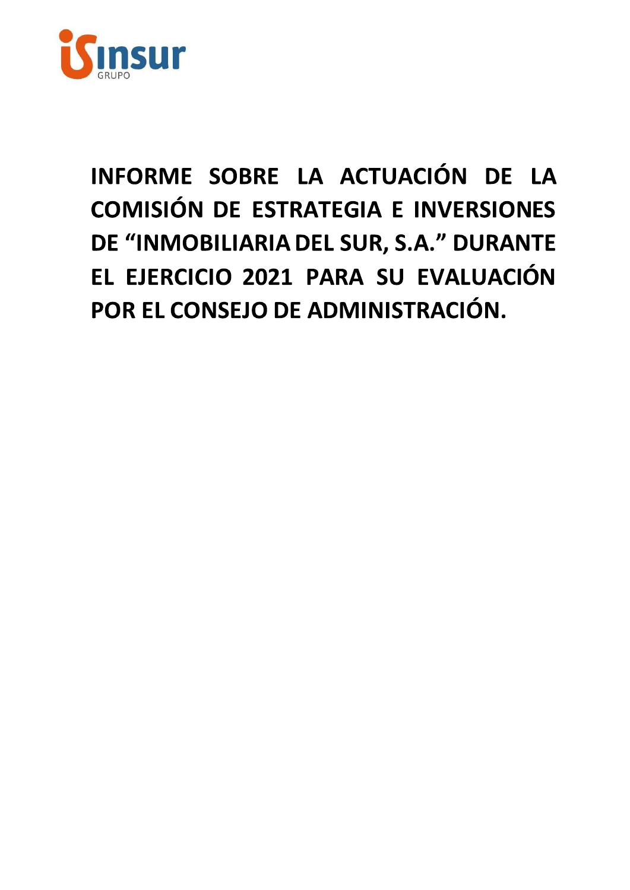# INFORME SOBRE LA ACTUACIÓN DE LA COMISIÓN DE ESTRATEGIA E INVERSIONES DE "INMOBILIARIA DEL SUR, S.A." DURANTE EL EJERCICIO 2021 PARA SU EVALUACIÓN POR EL CONSEJO DE ADMINISTRACIÓN.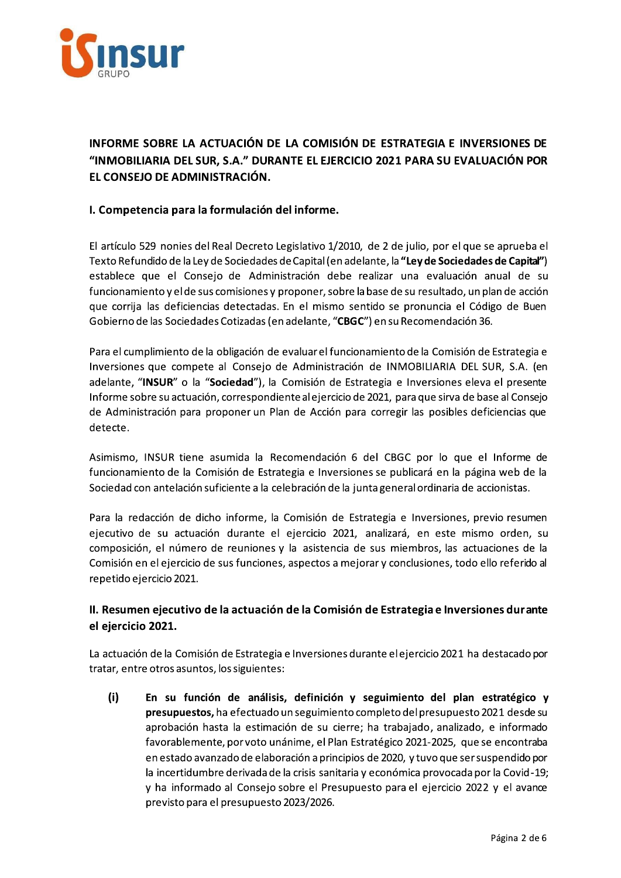## INFORME SOBRE LA ACTUACIÓN DE LA COMISIÓN DE ESTRATEGIA E INVERSIONES DE "INMOBILIARIA DEL SUR, S.A." DURANTE EL EJERCICIO 2021 PARA SU EVALUACIÓN POR EL CONSEJO DE ADMINISTRACIÓN.

### I. Competencia para la formulación del informe.

El artículo 529 nonies del Real Decreto Legislativo 1/2010, de 2 de julio, por el que se aprueba el Texto Refundido de la Ley de Sociedades de Capital (en adelante, la **"Ley de Sociedades de Capital"**) establece que el Consejo de Administración debe realizar una evaluación anual de su funcionamiento y el de sus comisiones y proponer, sobre la base de su resultado, un plan de acción que corrija las deficiencias detectadas. En el mismo sentido se pronuncia el Código de Buen Gobierno de las Sociedades Cotizadas (en adelante, "**CBGC**") en su Recomendación 36.

Para el cumplimiento de la obligación de evaluar el funcionamiento de la Comisión de Estrategia e Inversiones que compete al Consejo de Administración de INMOBILIARIA DEL SUR, S.A. (en adelante, "**INSUR**" o la "**Sociedad**"), la Comisión de Estrategia e Inversiones eleva el presente Informe sobre su actuación, correspondiente al ejercicio de 2021, para que sirva de base al Consejo de Administración para proponer un Plan de Acción para corregir las posibles deficiencias que detecte.

Asimismo, INSUR tiene asumida la Recomendación 6 del CBGC por lo que el Informe de funcionamiento de la Comisión de Estrategia e Inversiones se publicará en la página web de la Sociedad con antelación suficiente a la celebración de la junta general ordinaria de accionistas.

Para la redacción de dicho informe, la Comisión de Estrategia e Inversiones, previo resumen ejecutivo de su actuación durante el ejercicio 2021, analizará, en este mismo orden, su composición, el número de reuniones y la asistencia de sus miembros, las actuaciones de la Comisión en el ejercicio de sus funciones, aspectos a mejorar y conclusiones, todo ello referido al repetido ejercicio 2021.

### II. Resumen ejecutivo de la actuación de la Comisión de Estrategia e Inversiones durante el ejercicio 2021.

La actuación de la Comisión de Estrategia e Inversiones durante el ejercicio 2021 ha destacado por tratar, entre otros asuntos, los siguientes:

(i) **En su función de análisis, definición y seguimiento del plan estratégico y presupuestos,** ha efectuado un seguimiento completo del presupuesto 2021 desde su aprobación hasta la estimación de su cierre; ha trabajado, analizado, e informado favorablemente, por voto unánime, el Plan Estratégico 2021-2025, que se encontraba en estado avanzado de elaboración a principios de 2020, y tuvo que ser suspendido por la incertidumbre derivada de la crisis sanitaria y económica provocada por la Covid-19; y ha informado al Consejo sobre el Presupuesto para el ejercicio 2022 y el avance previsto para el presupuesto 2023/2026.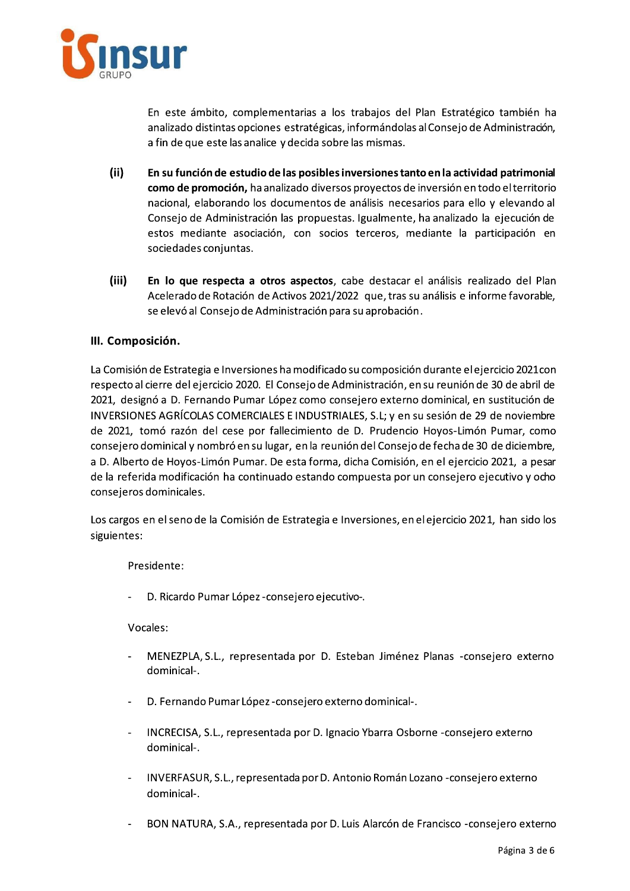En este ámbito, complementarias a los trabajos del Plan Estratégico también ha analizado distintas opciones estratégicas, informándolas al Consejo de Administración, a fin de que este las analice y decida sobre las mismas.

**(ii)** **En su función de estudio de las posibles inversiones tanto en la actividad patrimonial como de promoción,** ha analizado diversos proyectos de inversión en todo el territorio nacional, elaborando los documentos de análisis necesarios para ello y elevando al Consejo de Administración las propuestas. Igualmente, ha analizado la ejecución de estos mediante asociación, con socios terceros, mediante la participación en sociedades conjuntas.

**(iii)** **En lo que respecta a otros aspectos**, cabe destacar el análisis realizado del Plan Acelerado de Rotación de Activos 2021/2022 que, tras su análisis e informe favorable, se elevó al Consejo de Administración para su aprobación.

## III. Composición.

La Comisión de Estrategia e Inversiones ha modificado su composición durante el ejercicio 2021 con respecto al cierre del ejercicio 2020. El Consejo de Administración, en su reunión de 30 de abril de 2021, designó a D. Fernando Pumar López como consejero externo dominical, en sustitución de INVERSIONES AGRÍCOLAS COMERCIALES E INDUSTRIALES, S.L; y en su sesión de 29 de noviembre de 2021, tomó razón del cese por fallecimiento de D. Prudencio Hoyos-Limón Pumar, como consejero dominical y nombró en su lugar, en la reunión del Consejo de fecha de 30 de diciembre, a D. Alberto de Hoyos-Limón Pumar. De esta forma, dicha Comisión, en el ejercicio 2021, a pesar de la referida modificación ha continuado estando compuesta por un consejero ejecutivo y ocho consejeros dominicales.

Los cargos en el seno de la Comisión de Estrategia e Inversiones, en el ejercicio 2021, han sido los siguientes:

Presidente:

- D. Ricardo Pumar López -consejero ejecutivo-.

Vocales:

- MENEZPLA, S.L., representada por D. Esteban Jiménez Planas -consejero externo dominical-.
- D. Fernando Pumar López -consejero externo dominical-.
- INCRECISA, S.L., representada por D. Ignacio Ybarra Osborne -consejero externo dominical-.
- INVERFASUR, S.L., representada por D. Antonio Román Lozano -consejero externo dominical-.
- BON NATURA, S.A., representada por D. Luis Alarcón de Francisco -consejero externo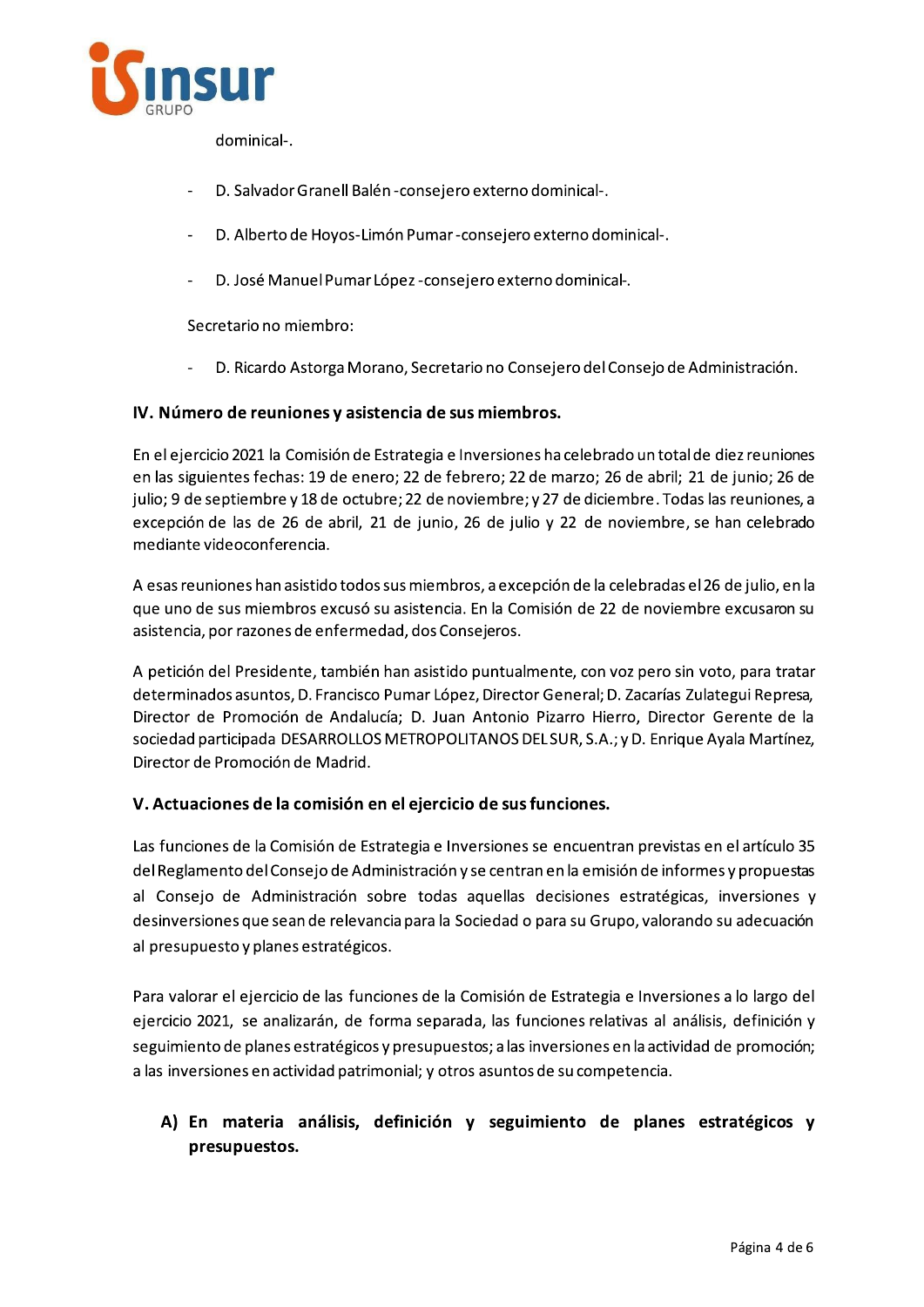dominical-.

- D. Salvador Granell Balén -consejero externo dominical-.
- D. Alberto de Hoyos-Limón Pumar -consejero externo dominical-.
- D. José Manuel Pumar López -consejero externo dominical-.

Secretario no miembro:

- D. Ricardo Astorga Morano, Secretario no Consejero del Consejo de Administración.

### IV. Número de reuniones y asistencia de sus miembros.

En el ejercicio 2021 la Comisión de Estrategia e Inversiones ha celebrado un total de diez reuniones en las siguientes fechas: 19 de enero; 22 de febrero; 22 de marzo; 26 de abril; 21 de junio; 26 de julio; 9 de septiembre y 18 de octubre; 22 de noviembre; y 27 de diciembre. Todas las reuniones, a excepción de las de 26 de abril, 21 de junio, 26 de julio y 22 de noviembre, se han celebrado mediante videoconferencia.

A esas reuniones han asistido todos sus miembros, a excepción de la celebradas el 26 de julio, en la que uno de sus miembros excusó su asistencia. En la Comisión de 22 de noviembre excusaron su asistencia, por razones de enfermedad, dos Consejeros.

A petición del Presidente, también han asistido puntualmente, con voz pero sin voto, para tratar determinados asuntos, D. Francisco Pumar López, Director General; D. Zacarías Zulategui Represa, Director de Promoción de Andalucía; D. Juan Antonio Pizarro Hierro, Director Gerente de la sociedad participada DESARROLLOS METROPOLITANOS DEL SUR, S.A.; y D. Enrique Ayala Martínez, Director de Promoción de Madrid.

### V. Actuaciones de la comisión en el ejercicio de sus funciones.

Las funciones de la Comisión de Estrategia e Inversiones se encuentran previstas en el artículo 35 del Reglamento del Consejo de Administración y se centran en la emisión de informes y propuestas al Consejo de Administración sobre todas aquellas decisiones estratégicas, inversiones y desinversiones que sean de relevancia para la Sociedad o para su Grupo, valorando su adecuación al presupuesto y planes estratégicos.

Para valorar el ejercicio de las funciones de la Comisión de Estrategia e Inversiones a lo largo del ejercicio 2021, se analizarán, de forma separada, las funciones relativas al análisis, definición y seguimiento de planes estratégicos y presupuestos; a las inversiones en la actividad de promoción; a las inversiones en actividad patrimonial; y otros asuntos de su competencia.

#### A) En materia análisis, definición y seguimiento de planes estratégicos y presupuestos.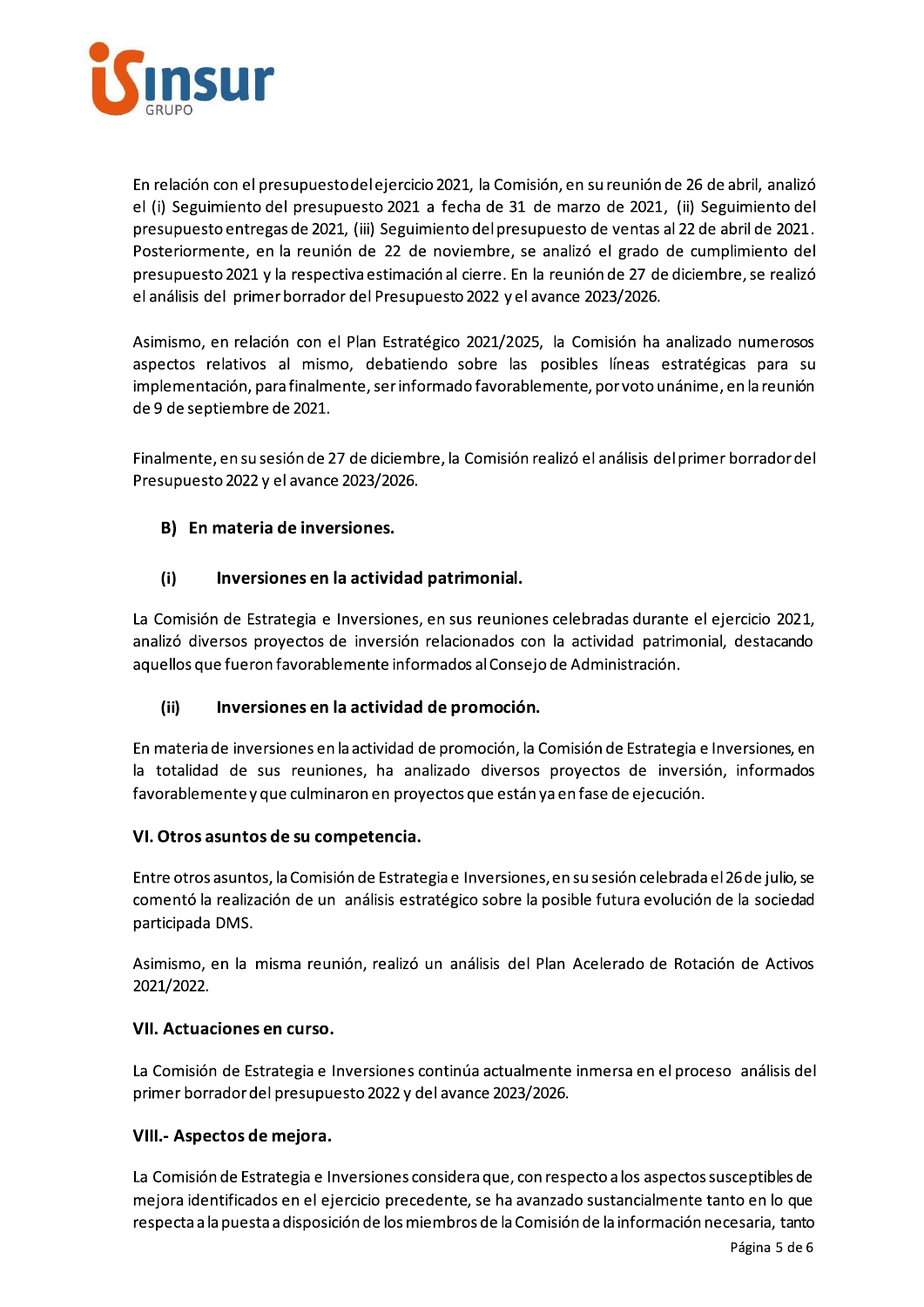En relación con el presupuesto del ejercicio 2021, la Comisión, en su reunión de 26 de abril, analizó el (i) Seguimiento del presupuesto 2021 a fecha de 31 de marzo de 2021, (ii) Seguimiento del presupuesto entregas de 2021, (iii) Seguimiento del presupuesto de ventas al 22 de abril de 2021. Posteriormente, en la reunión de 22 de noviembre, se analizó el grado de cumplimiento del presupuesto 2021 y la respectiva estimación al cierre. En la reunión de 27 de diciembre, se realizó el análisis del primer borrador del Presupuesto 2022 y el avance 2023/2026.

Asimismo, en relación con el Plan Estratégico 2021/2025, la Comisión ha analizado numerosos aspectos relativos al mismo, debatiendo sobre las posibles líneas estratégicas para su implementación, para finalmente, ser informado favorablemente, por voto unánime, en la reunión de 9 de septiembre de 2021.

Finalmente, en su sesión de 27 de diciembre, la Comisión realizó el análisis del primer borrador del Presupuesto 2022 y el avance 2023/2026.

### B) En materia de inversiones.

#### (i) Inversiones en la actividad patrimonial.

La Comisión de Estrategia e Inversiones, en sus reuniones celebradas durante el ejercicio 2021, analizó diversos proyectos de inversión relacionados con la actividad patrimonial, destacando aquellos que fueron favorablemente informados al Consejo de Administración.

#### (ii) Inversiones en la actividad de promoción.

En materia de inversiones en la actividad de promoción, la Comisión de Estrategia e Inversiones, en la totalidad de sus reuniones, ha analizado diversos proyectos de inversión, informados favorablemente y que culminaron en proyectos que están ya en fase de ejecución.

## VI. Otros asuntos de su competencia.

Entre otros asuntos, la Comisión de Estrategia e Inversiones, en su sesión celebrada el 26 de julio, se comentó la realización de un análisis estratégico sobre la posible futura evolución de la sociedad participada DMS.

Asimismo, en la misma reunión, realizó un análisis del Plan Acelerado de Rotación de Activos 2021/2022.

## VII. Actuaciones en curso.

La Comisión de Estrategia e Inversiones continúa actualmente inmersa en el proceso análisis del primer borrador del presupuesto 2022 y del avance 2023/2026.

## VIII.- Aspectos de mejora.

La Comisión de Estrategia e Inversiones considera que, con respecto a los aspectos susceptibles de mejora identificados en el ejercicio precedente, se ha avanzado sustancialmente tanto en lo que respecta a la puesta a disposición de los miembros de la Comisión de la información necesaria, tanto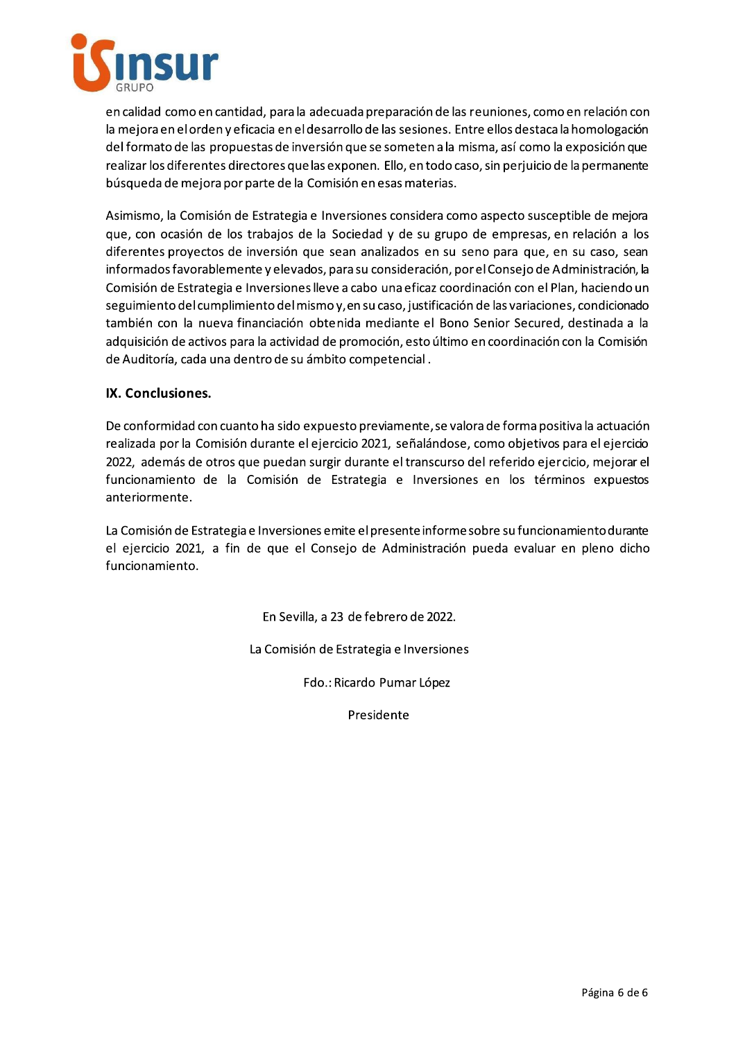en calidad como en cantidad, para la adecuada preparación de las reuniones, como en relación con la mejora en el orden y eficacia en el desarrollo de las sesiones. Entre ellos destaca la homologación del formato de las propuestas de inversión que se someten a la misma, así como la exposición que realizar los diferentes directores que las exponen. Ello, en todo caso, sin perjuicio de la permanente búsqueda de mejora por parte de la Comisión en esas materias.

Asimismo, la Comisión de Estrategia e Inversiones considera como aspecto susceptible de mejora que, con ocasión de los trabajos de la Sociedad y de su grupo de empresas, en relación a los diferentes proyectos de inversión que sean analizados en su seno para que, en su caso, sean informados favorablemente y elevados, para su consideración, por el Consejo de Administración, la Comisión de Estrategia e Inversiones lleve a cabo una eficaz coordinación con el Plan, haciendo un seguimiento del cumplimiento del mismo y, en su caso, justificación de las variaciones, condicionado también con la nueva financiación obtenida mediante el Bono Senior Secured, destinada a la adquisición de activos para la actividad de promoción, esto último en coordinación con la Comisión de Auditoría, cada una dentro de su ámbito competencial.

## IX. Conclusiones.

De conformidad con cuanto ha sido expuesto previamente, se valora de forma positiva la actuación realizada por la Comisión durante el ejercicio 2021, señalándose, como objetivos para el ejercicio 2022, además de otros que puedan surgir durante el transcurso del referido ejercicio, mejorar el funcionamiento de la Comisión de Estrategia e Inversiones en los términos expuestos anteriormente.

La Comisión de Estrategia e Inversiones emite el presente informe sobre su funcionamiento durante el ejercicio 2021, a fin de que el Consejo de Administración pueda evaluar en pleno dicho funcionamiento.

En Sevilla, a 23 de febrero de 2022.

La Comisión de Estrategia e Inversiones

Fdo.: Ricardo Pumar López

Presidente